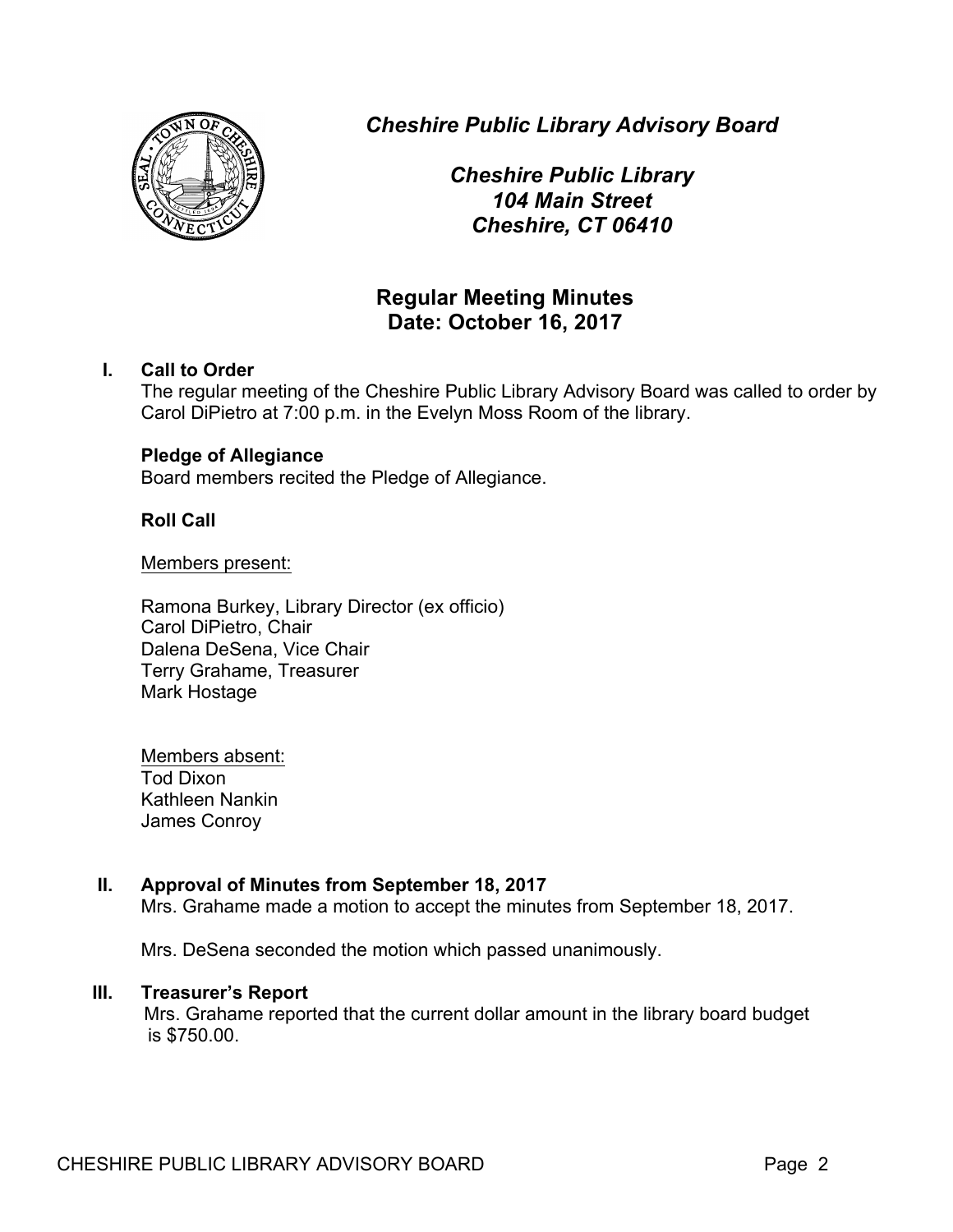*Cheshire Public Library Advisory Board*

*Cheshire Public Library*
*104 Main Street*
*Cheshire, CT 06410*

## Regular Meeting Minutes
## Date: October 16, 2017

**I. Call to Order**

The regular meeting of the Cheshire Public Library Advisory Board was called to order by Carol DiPietro at 7:00 p.m. in the Evelyn Moss Room of the library.

**Pledge of Allegiance**

Board members recited the Pledge of Allegiance.

**Roll Call**

Members present:

Ramona Burkey, Library Director (ex officio)
Carol DiPietro, Chair
Dalena DeSena, Vice Chair
Terry Grahame, Treasurer
Mark Hostage

Members absent:
Tod Dixon
Kathleen Nankin
James Conroy

**II. Approval of Minutes from September 18, 2017**

Mrs. Grahame made a motion to accept the minutes from September 18, 2017.

Mrs. DeSena seconded the motion which passed unanimously.

**III. Treasurer's Report**

Mrs. Grahame reported that the current dollar amount in the library board budget is $750.00.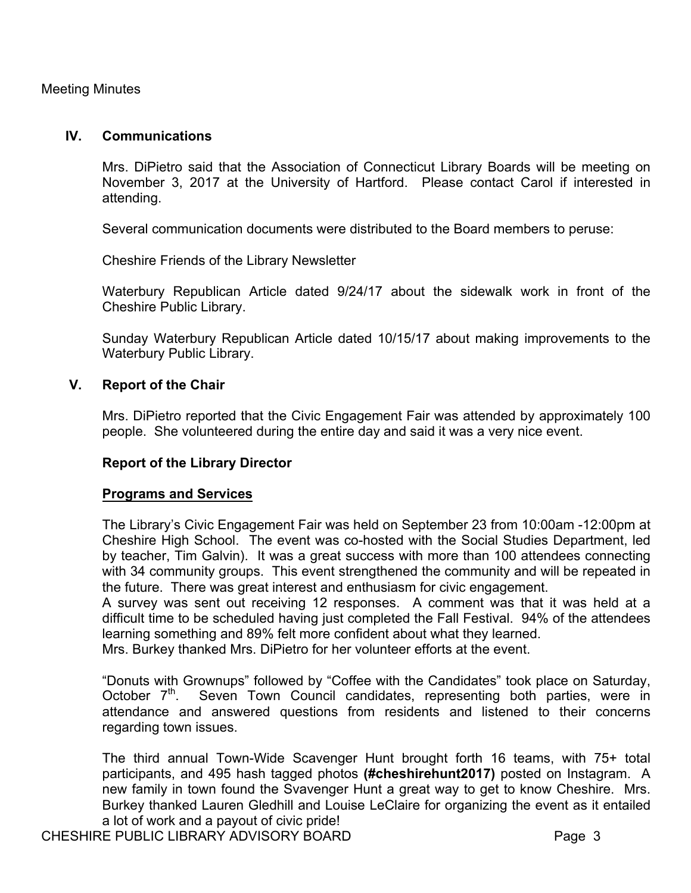Meeting Minutes

## IV. Communications

Mrs. DiPietro said that the Association of Connecticut Library Boards will be meeting on November 3, 2017 at the University of Hartford. Please contact Carol if interested in attending.

Several communication documents were distributed to the Board members to peruse:

Cheshire Friends of the Library Newsletter

Waterbury Republican Article dated 9/24/17 about the sidewalk work in front of the Cheshire Public Library.

Sunday Waterbury Republican Article dated 10/15/17 about making improvements to the Waterbury Public Library.

## V. Report of the Chair

Mrs. DiPietro reported that the Civic Engagement Fair was attended by approximately 100 people. She volunteered during the entire day and said it was a very nice event.

### Report of the Library Director

**Programs and Services**

The Library's Civic Engagement Fair was held on September 23 from 10:00am -12:00pm at Cheshire High School. The event was co-hosted with the Social Studies Department, led by teacher, Tim Galvin). It was a great success with more than 100 attendees connecting with 34 community groups. This event strengthened the community and will be repeated in the future. There was great interest and enthusiasm for civic engagement.
A survey was sent out receiving 12 responses. A comment was that it was held at a difficult time to be scheduled having just completed the Fall Festival. 94% of the attendees learning something and 89% felt more confident about what they learned.
Mrs. Burkey thanked Mrs. DiPietro for her volunteer efforts at the event.

"Donuts with Grownups" followed by "Coffee with the Candidates" took place on Saturday, October 7th. Seven Town Council candidates, representing both parties, were in attendance and answered questions from residents and listened to their concerns regarding town issues.

The third annual Town-Wide Scavenger Hunt brought forth 16 teams, with 75+ total participants, and 495 hash tagged photos **(#cheshirehunt2017)** posted on Instagram. A new family in town found the Svavenger Hunt a great way to get to know Cheshire. Mrs. Burkey thanked Lauren Gledhill and Louise LeClaire for organizing the event as it entailed a lot of work and a payout of civic pride!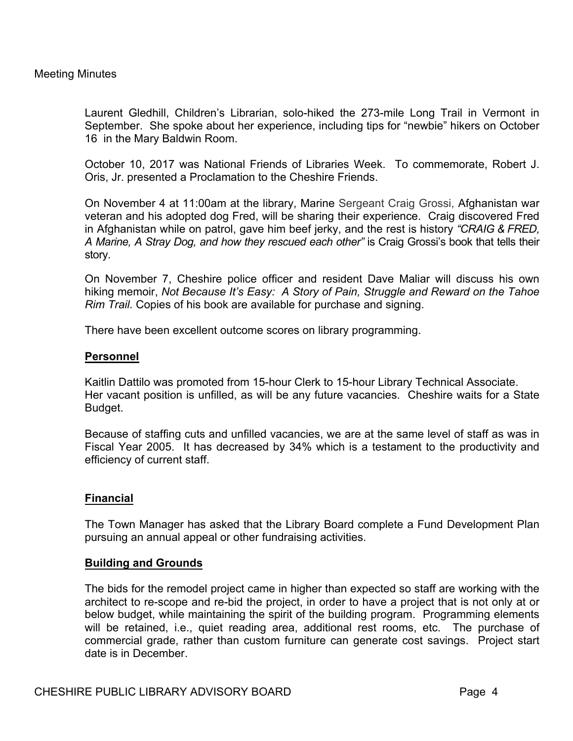Laurent Gledhill, Children's Librarian, solo-hiked the 273-mile Long Trail in Vermont in September. She spoke about her experience, including tips for "newbie" hikers on October 16 in the Mary Baldwin Room.

October 10, 2017 was National Friends of Libraries Week. To commemorate, Robert J. Oris, Jr. presented a Proclamation to the Cheshire Friends.

On November 4 at 11:00am at the library, Marine Sergeant Craig Grossi, Afghanistan war veteran and his adopted dog Fred, will be sharing their experience. Craig discovered Fred in Afghanistan while on patrol, gave him beef jerky, and the rest is history *"CRAIG & FRED, A Marine, A Stray Dog, and how they rescued each other"* is Craig Grossi's book that tells their story.

On November 7, Cheshire police officer and resident Dave Maliar will discuss his own hiking memoir, *Not Because It's Easy: A Story of Pain, Struggle and Reward on the Tahoe Rim Trail.* Copies of his book are available for purchase and signing.

There have been excellent outcome scores on library programming.

**Personnel**

Kaitlin Dattilo was promoted from 15-hour Clerk to 15-hour Library Technical Associate. Her vacant position is unfilled, as will be any future vacancies. Cheshire waits for a State Budget.

Because of staffing cuts and unfilled vacancies, we are at the same level of staff as was in Fiscal Year 2005. It has decreased by 34% which is a testament to the productivity and efficiency of current staff.

**Financial**

The Town Manager has asked that the Library Board complete a Fund Development Plan pursuing an annual appeal or other fundraising activities.

**Building and Grounds**

The bids for the remodel project came in higher than expected so staff are working with the architect to re-scope and re-bid the project, in order to have a project that is not only at or below budget, while maintaining the spirit of the building program. Programming elements will be retained, i.e., quiet reading area, additional rest rooms, etc. The purchase of commercial grade, rather than custom furniture can generate cost savings. Project start date is in December.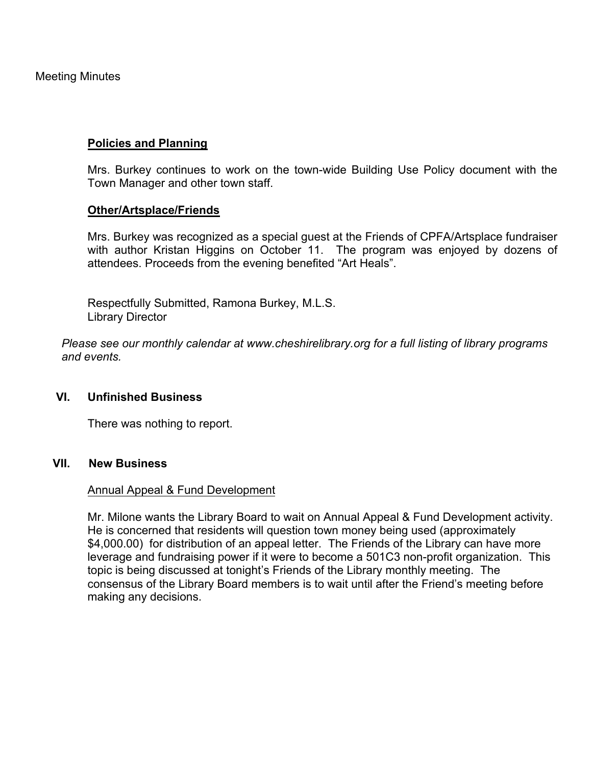**Policies and Planning**

Mrs. Burkey continues to work on the town-wide Building Use Policy document with the Town Manager and other town staff.

**Other/Artsplace/Friends**

Mrs. Burkey was recognized as a special guest at the Friends of CPFA/Artsplace fundraiser with author Kristan Higgins on October 11. The program was enjoyed by dozens of attendees. Proceeds from the evening benefited "Art Heals".

Respectfully Submitted, Ramona Burkey, M.L.S.
Library Director

*Please see our monthly calendar at www.cheshirelibrary.org for a full listing of library programs and events.*

## VI. Unfinished Business

There was nothing to report.

## VII. New Business

Annual Appeal & Fund Development

Mr. Milone wants the Library Board to wait on Annual Appeal & Fund Development activity. He is concerned that residents will question town money being used (approximately $4,000.00) for distribution of an appeal letter. The Friends of the Library can have more leverage and fundraising power if it were to become a 501C3 non-profit organization. This topic is being discussed at tonight's Friends of the Library monthly meeting. The consensus of the Library Board members is to wait until after the Friend's meeting before making any decisions.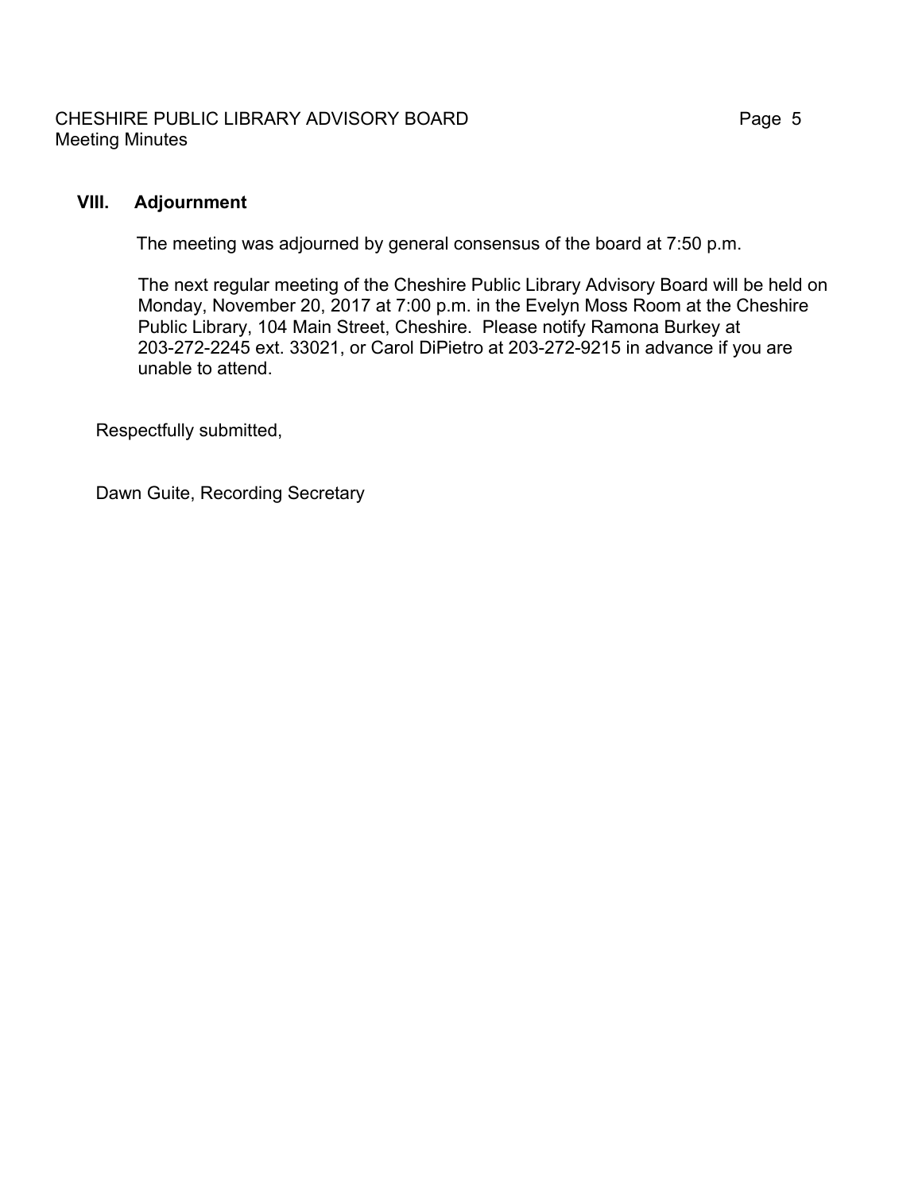## VIII. Adjournment

The meeting was adjourned by general consensus of the board at 7:50 p.m.

The next regular meeting of the Cheshire Public Library Advisory Board will be held on Monday, November 20, 2017 at 7:00 p.m. in the Evelyn Moss Room at the Cheshire Public Library, 104 Main Street, Cheshire. Please notify Ramona Burkey at 203-272-2245 ext. 33021, or Carol DiPietro at 203-272-9215 in advance if you are unable to attend.

Respectfully submitted,

Dawn Guite, Recording Secretary